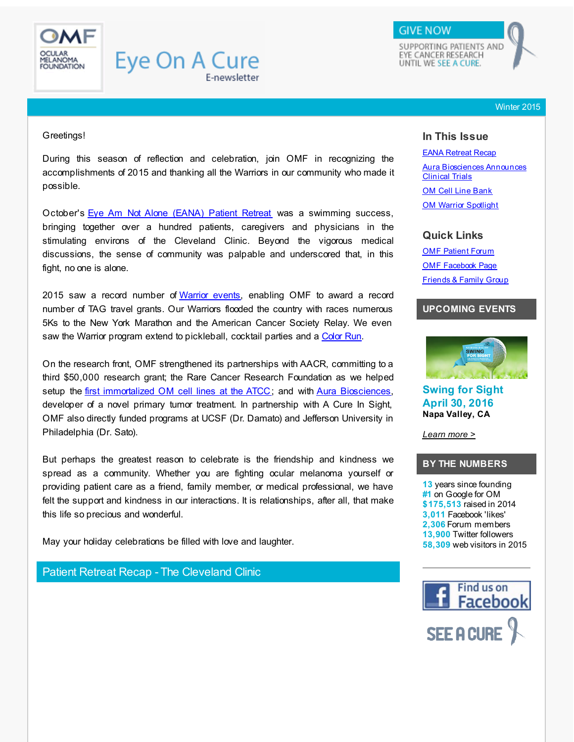# Eye On A Cure

E-newsletter

GIVE NOW

SUPPORTING PATIENTS AND EYE CANCER RESEARCH UNTIL WE SEE A CURE.

Winter 2015

Greetings!

During this season of reflection and celebration, join OMF in recognizing the accomplishments of 2015 and thanking all the Warriors in our community who made it possible.

October's Eye Am Not Alone (EANA) Patient Retreat was a swimming success, bringing together over a hundred patients, caregivers and physicians in the stimulating environs of the Cleveland Clinic. Beyond the vigorous medical discussions, the sense of community was palpable and underscored that, in this fight, no one is alone.

2015 saw a record number of Warrior events, enabling OMF to award a record number of TAG travel grants. Our Warriors flooded the country with races numerous 5Ks to the New York Marathon and the American Cancer Society Relay. We even saw the Warrior program extend to pickleball, cocktail parties and a Color Run.

On the research front, OMF strengthened its partnerships with AACR, committing to a third $50,000 research grant; the Rare Cancer Research Foundation as we helped setup the first immortalized OM cell lines at the ATCC; and with Aura Biosciences, developer of a novel primary tumor treatment. In partnership with A Cure In Sight, OMF also directly funded programs at UCSF (Dr. Damato) and Jefferson University in Philadelphia (Dr. Sato).

But perhaps the greatest reason to celebrate is the friendship and kindness we spread as a community. Whether you are fighting ocular melanoma yourself or providing patient care as a friend, family member, or medical professional, we have felt the support and kindness in our interactions. It is relationships, after all, that make this life so precious and wonderful.

May your holiday celebrations be filled with love and laughter.

## Patient Retreat Recap - The Cleveland Clinic

### In This Issue

- EANA Retreat Recap
- Aura Biosciences Announces Clinical Trials
- OM Cell Line Bank
- OM Warrior Spotlight

### Quick Links

- OMF Patient Forum
- OMF Facebook Page
- Friends & Family Group

### UPCOMING EVENTS

**Swing for Sight**
**April 30, 2016**
**Napa Valley, CA**

*Learn more >*

### BY THE NUMBERS

**13** years since founding
**#1** on Google for OM
**$175,513** raised in 2014
**3,011** Facebook 'likes'
**2,306** Forum members
**13,900** Twitter followers
**58,309** web visitors in 2015

Find us on Facebook

SEE A CURE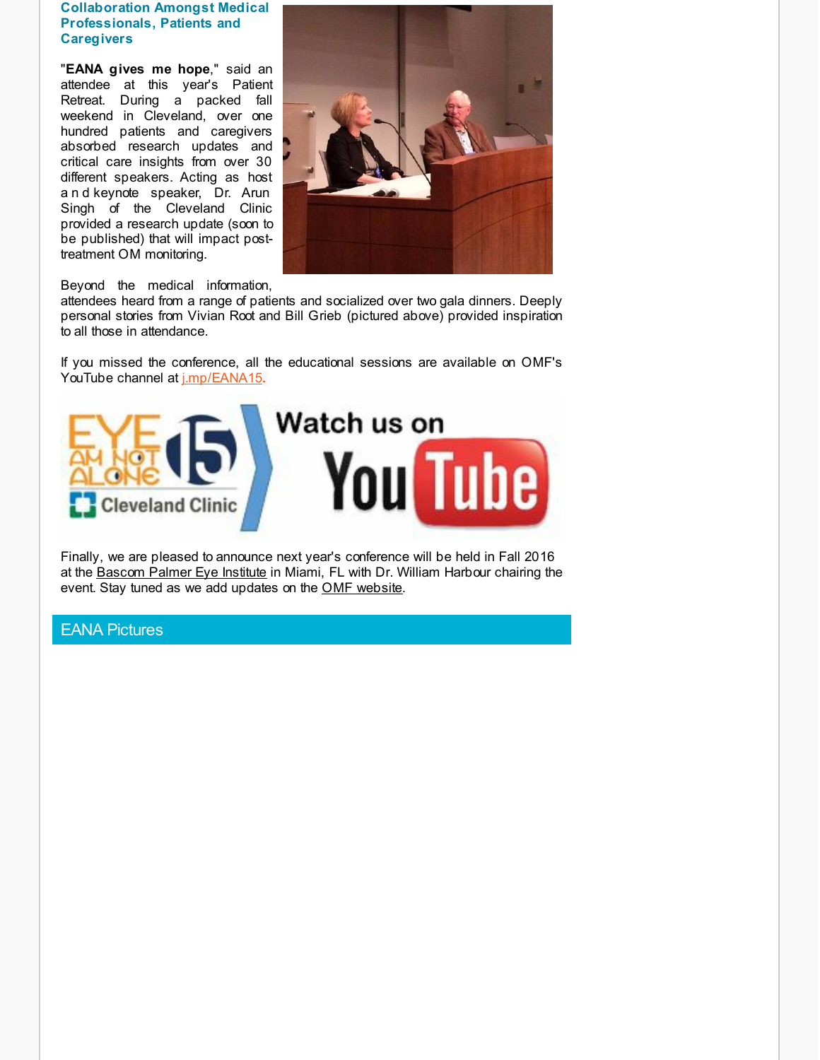### Collaboration Amongst Medical Professionals, Patients and Caregivers

"**EANA gives me hope**," said an attendee at this year's Patient Retreat. During a packed fall weekend in Cleveland, over one hundred patients and caregivers absorbed research updates and critical care insights from over 30 different speakers. Acting as host and keynote speaker, Dr. Arun Singh of the Cleveland Clinic provided a research update (soon to be published) that will impact post-treatment OM monitoring.

Beyond the medical information, attendees heard from a range of patients and socialized over two gala dinners. Deeply personal stories from Vivian Root and Bill Grieb (pictured above) provided inspiration to all those in attendance.

If you missed the conference, all the educational sessions are available on OMF's YouTube channel at j.mp/EANA15.

Finally, we are pleased to announce next year's conference will be held in Fall 2016 at the Bascom Palmer Eye Institute in Miami, FL with Dr. William Harbour chairing the event. Stay tuned as we add updates on the OMF website.

## EANA Pictures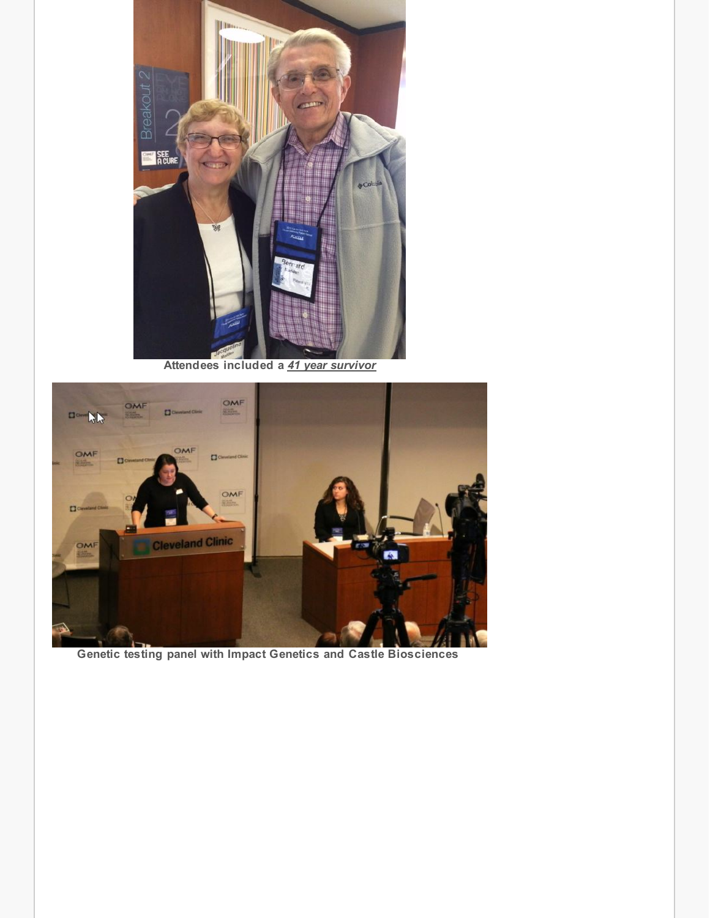**Attendees included a *41 year survivor***

**Genetic testing panel with Impact Genetics and Castle Biosciences**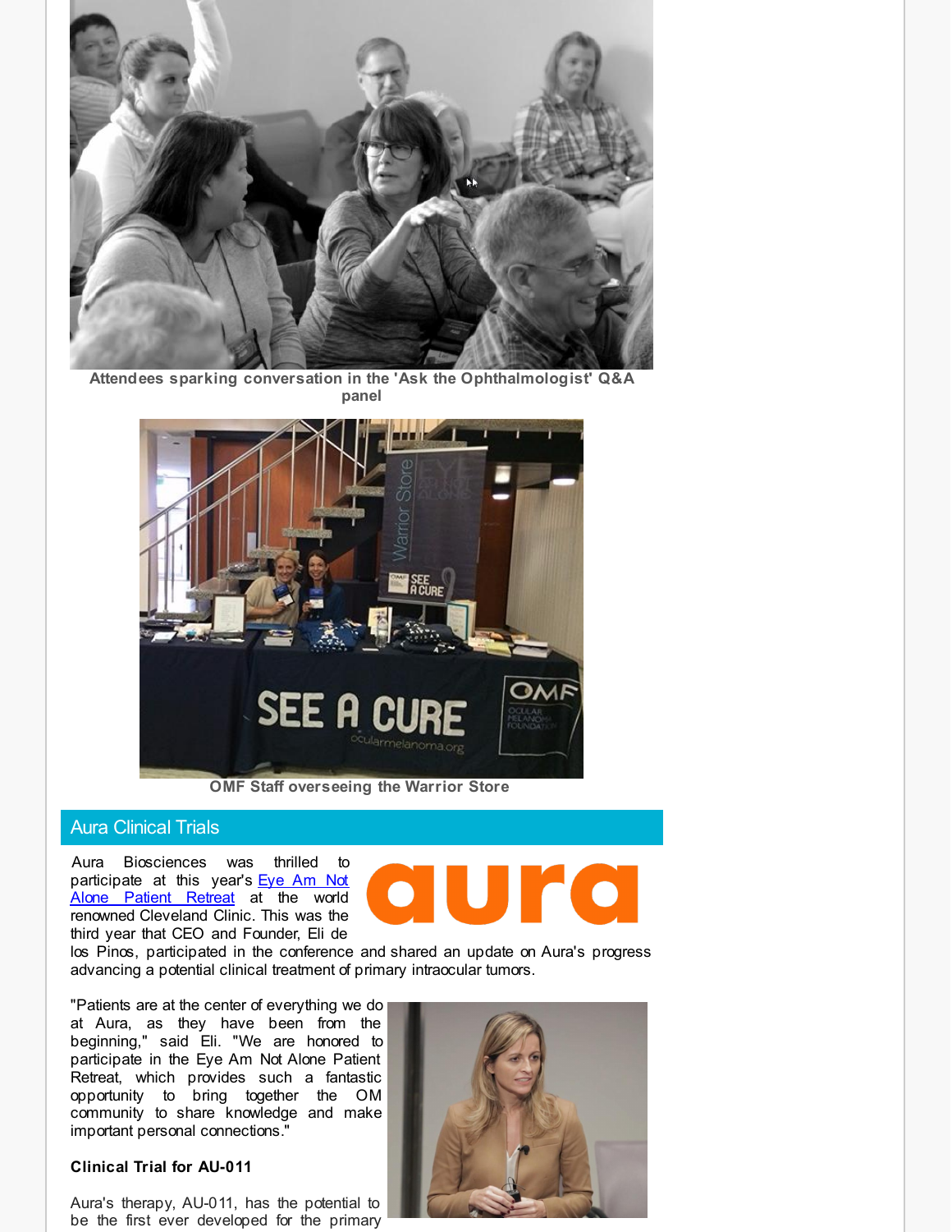Attendees sparking conversation in the 'Ask the Ophthalmologist' Q&A panel

OMF Staff overseeing the Warrior Store

## Aura Clinical Trials

Aura Biosciences was thrilled to participate at this year's [Eye Am Not Alone Patient Retreat]() at the world renowned Cleveland Clinic. This was the third year that CEO and Founder, Eli de los Pinos, participated in the conference and shared an update on Aura's progress advancing a potential clinical treatment of primary intraocular tumors.

"Patients are at the center of everything we do at Aura, as they have been from the beginning," said Eli. "We are honored to participate in the Eye Am Not Alone Patient Retreat, which provides such a fantastic opportunity to bring together the OM community to share knowledge and make important personal connections."

**Clinical Trial for AU-011**

Aura's therapy, AU-011, has the potential to be the first ever developed for the primary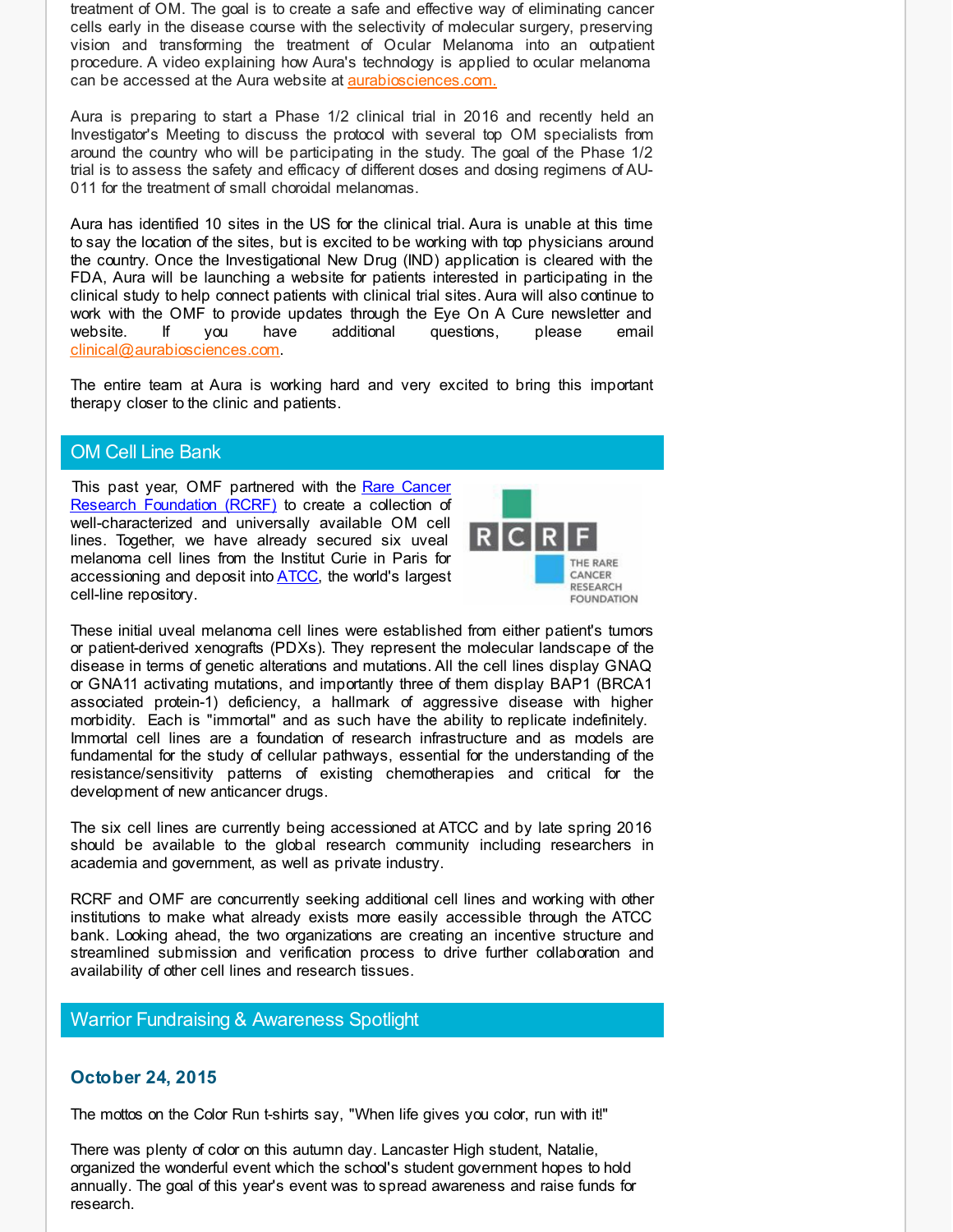treatment of OM. The goal is to create a safe and effective way of eliminating cancer cells early in the disease course with the selectivity of molecular surgery, preserving vision and transforming the treatment of Ocular Melanoma into an outpatient procedure. A video explaining how Aura's technology is applied to ocular melanoma can be accessed at the Aura website at aurabiosciences.com.

Aura is preparing to start a Phase 1/2 clinical trial in 2016 and recently held an Investigator's Meeting to discuss the protocol with several top OM specialists from around the country who will be participating in the study. The goal of the Phase 1/2 trial is to assess the safety and efficacy of different doses and dosing regimens of AU-011 for the treatment of small choroidal melanomas.

Aura has identified 10 sites in the US for the clinical trial. Aura is unable at this time to say the location of the sites, but is excited to be working with top physicians around the country. Once the Investigational New Drug (IND) application is cleared with the FDA, Aura will be launching a website for patients interested in participating in the clinical study to help connect patients with clinical trial sites. Aura will also continue to work with the OMF to provide updates through the Eye On A Cure newsletter and website. If you have additional questions, please email clinical@aurabiosciences.com.

The entire team at Aura is working hard and very excited to bring this important therapy closer to the clinic and patients.

## OM Cell Line Bank

This past year, OMF partnered with the Rare Cancer Research Foundation (RCRF) to create a collection of well-characterized and universally available OM cell lines. Together, we have already secured six uveal melanoma cell lines from the Institut Curie in Paris for accessioning and deposit into ATCC, the world's largest cell-line repository.

These initial uveal melanoma cell lines were established from either patient's tumors or patient-derived xenografts (PDXs). They represent the molecular landscape of the disease in terms of genetic alterations and mutations. All the cell lines display GNAQ or GNA11 activating mutations, and importantly three of them display BAP1 (BRCA1 associated protein-1) deficiency, a hallmark of aggressive disease with higher morbidity. Each is "immortal" and as such have the ability to replicate indefinitely. Immortal cell lines are a foundation of research infrastructure and as models are fundamental for the study of cellular pathways, essential for the understanding of the resistance/sensitivity patterns of existing chemotherapies and critical for the development of new anticancer drugs.

The six cell lines are currently being accessioned at ATCC and by late spring 2016 should be available to the global research community including researchers in academia and government, as well as private industry.

RCRF and OMF are concurrently seeking additional cell lines and working with other institutions to make what already exists more easily accessible through the ATCC bank. Looking ahead, the two organizations are creating an incentive structure and streamlined submission and verification process to drive further collaboration and availability of other cell lines and research tissues.

## Warrior Fundraising & Awareness Spotlight

### October 24, 2015

The mottos on the Color Run t-shirts say, "When life gives you color, run with it!"

There was plenty of color on this autumn day. Lancaster High student, Natalie, organized the wonderful event which the school's student government hopes to hold annually. The goal of this year's event was to spread awareness and raise funds for research.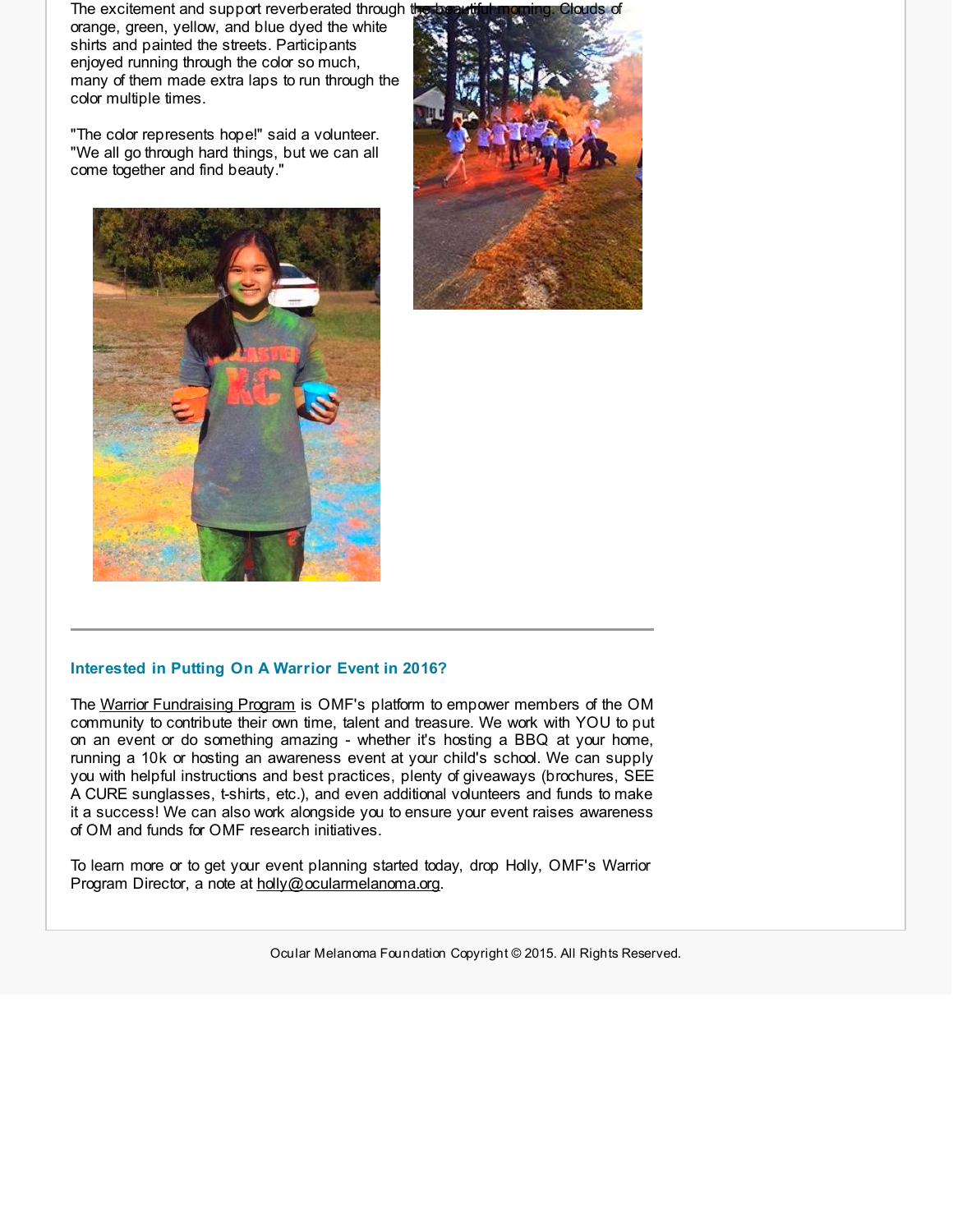The excitement and support reverberated through the beautiful morning. Clouds of orange, green, yellow, and blue dyed the white shirts and painted the streets. Participants enjoyed running through the color so much, many of them made extra laps to run through the color multiple times.

"The color represents hope!" said a volunteer. "We all go through hard things, but we can all come together and find beauty."

---

### Interested in Putting On A Warrior Event in 2016?

The Warrior Fundraising Program is OMF's platform to empower members of the OM community to contribute their own time, talent and treasure. We work with YOU to put on an event or do something amazing - whether it's hosting a BBQ at your home, running a 10k or hosting an awareness event at your child's school. We can supply you with helpful instructions and best practices, plenty of giveaways (brochures, SEE A CURE sunglasses, t-shirts, etc.), and even additional volunteers and funds to make it a success! We can also work alongside you to ensure your event raises awareness of OM and funds for OMF research initiatives.

To learn more or to get your event planning started today, drop Holly, OMF's Warrior Program Director, a note at holly@ocularmelanoma.org.

Ocular Melanoma Foundation Copyright © 2015. All Rights Reserved.